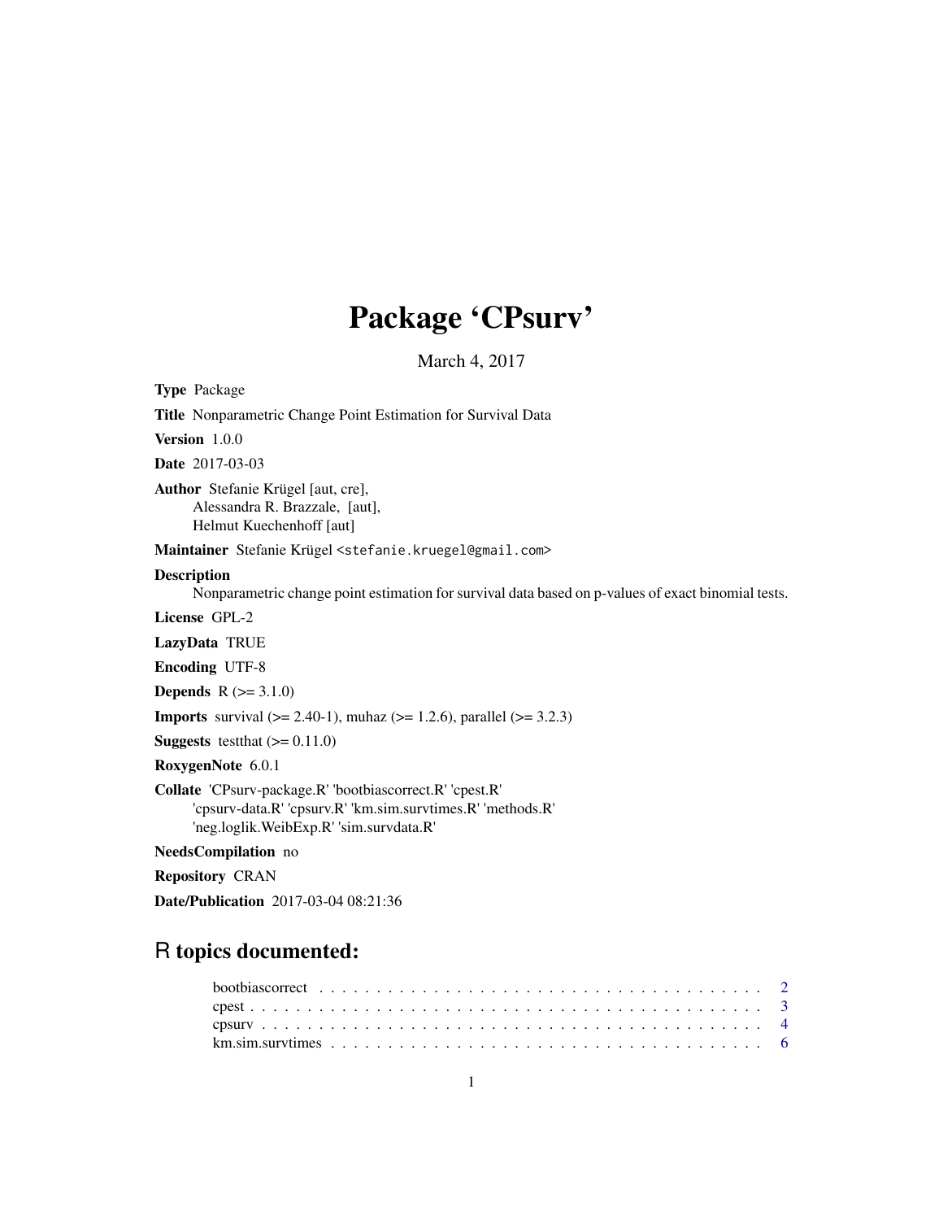# Package 'CPsurv'

March 4, 2017

**Type** Package

**Title** Nonparametric Change Point Estimation for Survival Data

**Version** 1.0.0

**Date** 2017-03-03

**Author** Stefanie Krügel [aut, cre],
Alessandra R. Brazzale, [aut],
Helmut Kuechenhoff [aut]

**Maintainer** Stefanie Krügel <stefanie.kruegel@gmail.com>

**Description**
Nonparametric change point estimation for survival data based on p-values of exact binomial tests.

**License** GPL-2

**LazyData** TRUE

**Encoding** UTF-8

**Depends** R (>= 3.1.0)

**Imports** survival (>= 2.40-1), muhaz (>= 1.2.6), parallel (>= 3.2.3)

**Suggests** testthat (>= 0.11.0)

**RoxygenNote** 6.0.1

**Collate** 'CPsurv-package.R' 'bootbiascorrect.R' 'cpest.R'
'cpsurv-data.R' 'cpsurv.R' 'km.sim.survtimes.R' 'methods.R'
'neg.loglik.WeibExp.R' 'sim.survdata.R'

**NeedsCompilation** no

**Repository** CRAN

**Date/Publication** 2017-03-04 08:21:36

## R topics documented:

bootbiascorrect . . . . . . . . . . . . . . . . . . . . . . . . . . . . . . . . . . . . . . . 2
cpest . . . . . . . . . . . . . . . . . . . . . . . . . . . . . . . . . . . . . . . . . . . . 3
cpsurv . . . . . . . . . . . . . . . . . . . . . . . . . . . . . . . . . . . . . . . . . . . 4
km.sim.survtimes . . . . . . . . . . . . . . . . . . . . . . . . . . . . . . . . . . . . . . 6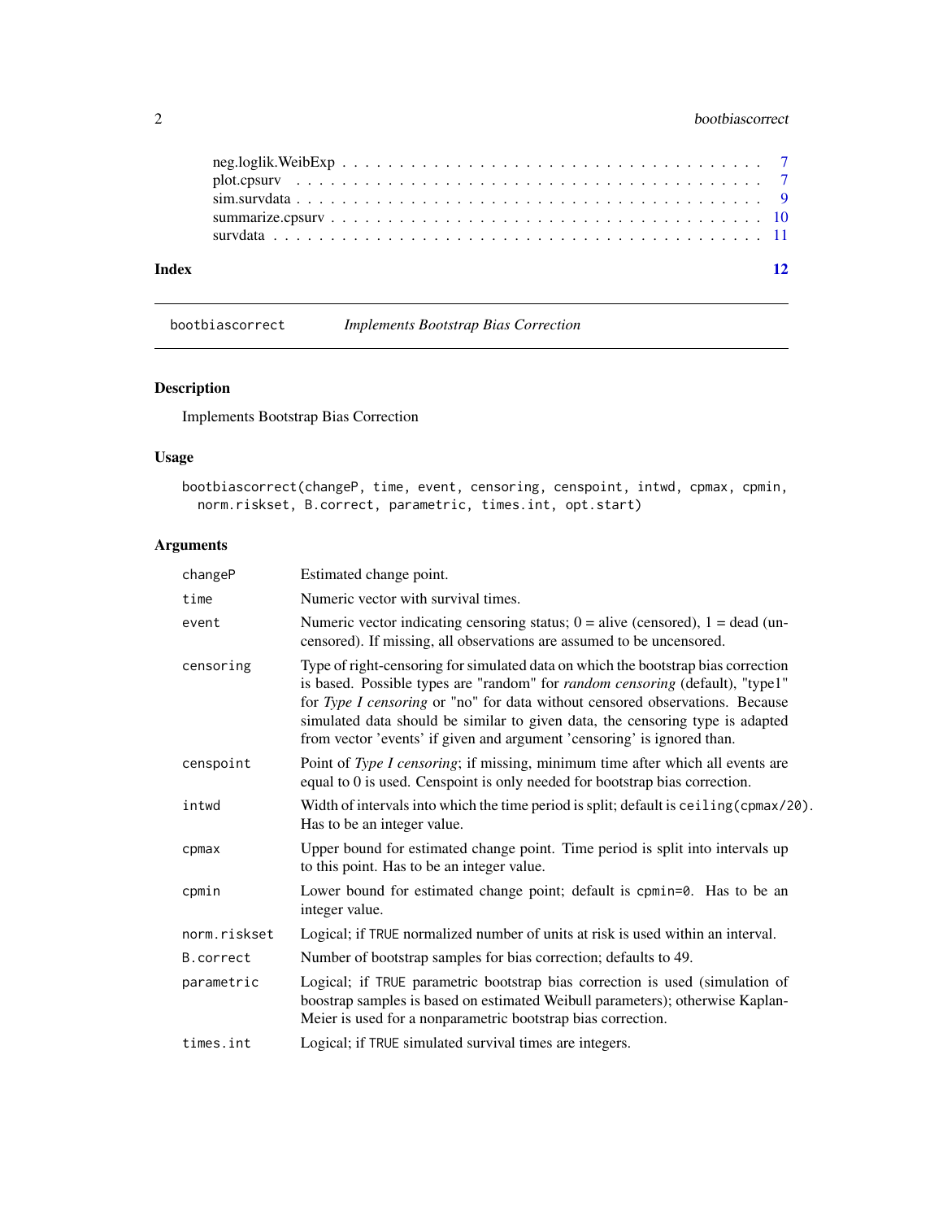| | |
|---|---|
| neg.loglik.WeibExp | 7 |
| plot.cpsurv | 7 |
| sim.survdata | 9 |
| summarize.cpsurv | 10 |
| survdata | 11 |
| **Index** | **12** |

## bootbiascorrect — *Implements Bootstrap Bias Correction*

### Description

Implements Bootstrap Bias Correction

### Usage

```
bootbiascorrect(changeP, time, event, censoring, censpoint, intwd, cpmax, cpmin,
  norm.riskset, B.correct, parametric, times.int, opt.start)
```

### Arguments

| Argument | Description |
|---|---|
| `changeP` | Estimated change point. |
| `time` | Numeric vector with survival times. |
| `event` | Numeric vector indicating censoring status; 0 = alive (censored), 1 = dead (uncensored). If missing, all observations are assumed to be uncensored. |
| `censoring` | Type of right-censoring for simulated data on which the bootstrap bias correction is based. Possible types are "random" for *random censoring* (default), "type1" for *Type I censoring* or "no" for data without censored observations. Because simulated data should be similar to given data, the censoring type is adapted from vector 'events' if given and argument 'censoring' is ignored than. |
| `censpoint` | Point of *Type I censoring*; if missing, minimum time after which all events are equal to 0 is used. Censpoint is only needed for bootstrap bias correction. |
| `intwd` | Width of intervals into which the time period is split; default is `ceiling(cpmax/20)`. Has to be an integer value. |
| `cpmax` | Upper bound for estimated change point. Time period is split into intervals up to this point. Has to be an integer value. |
| `cpmin` | Lower bound for estimated change point; default is `cpmin=0`. Has to be an integer value. |
| `norm.riskset` | Logical; if `TRUE` normalized number of units at risk is used within an interval. |
| `B.correct` | Number of bootstrap samples for bias correction; defaults to 49. |
| `parametric` | Logical; if `TRUE` parametric bootstrap bias correction is used (simulation of boostrap samples is based on estimated Weibull parameters); otherwise Kaplan-Meier is used for a nonparametric bootstrap bias correction. |
| `times.int` | Logical; if `TRUE` simulated survival times are integers. |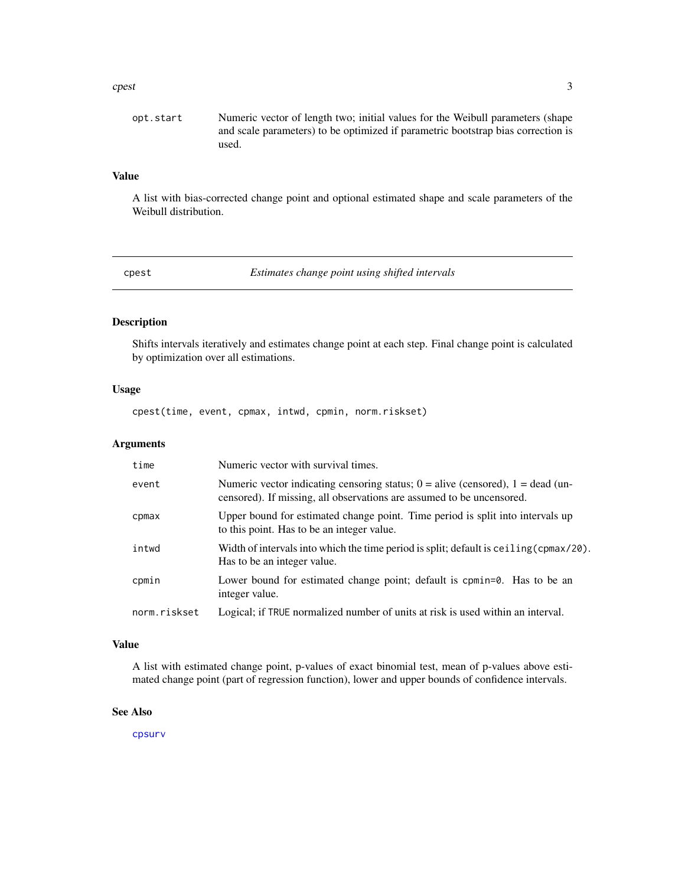| | |
|---|---|
| opt.start | Numeric vector of length two; initial values for the Weibull parameters (shape and scale parameters) to be optimized if parametric bootstrap bias correction is used. |

## Value

A list with bias-corrected change point and optional estimated shape and scale parameters of the Weibull distribution.

---

# cpest — *Estimates change point using shifted intervals*

---

## Description

Shifts intervals iteratively and estimates change point at each step. Final change point is calculated by optimization over all estimations.

## Usage

```
cpest(time, event, cpmax, intwd, cpmin, norm.riskset)
```

## Arguments

| | |
|---|---|
| time | Numeric vector with survival times. |
| event | Numeric vector indicating censoring status; 0 = alive (censored), 1 = dead (uncensored). If missing, all observations are assumed to be uncensored. |
| cpmax | Upper bound for estimated change point. Time period is split into intervals up to this point. Has to be an integer value. |
| intwd | Width of intervals into which the time period is split; default is `ceiling(cpmax/20)`. Has to be an integer value. |
| cpmin | Lower bound for estimated change point; default is `cpmin=0`. Has to be an integer value. |
| norm.riskset | Logical; if `TRUE` normalized number of units at risk is used within an interval. |

## Value

A list with estimated change point, p-values of exact binomial test, mean of p-values above estimated change point (part of regression function), lower and upper bounds of confidence intervals.

## See Also

cpsurv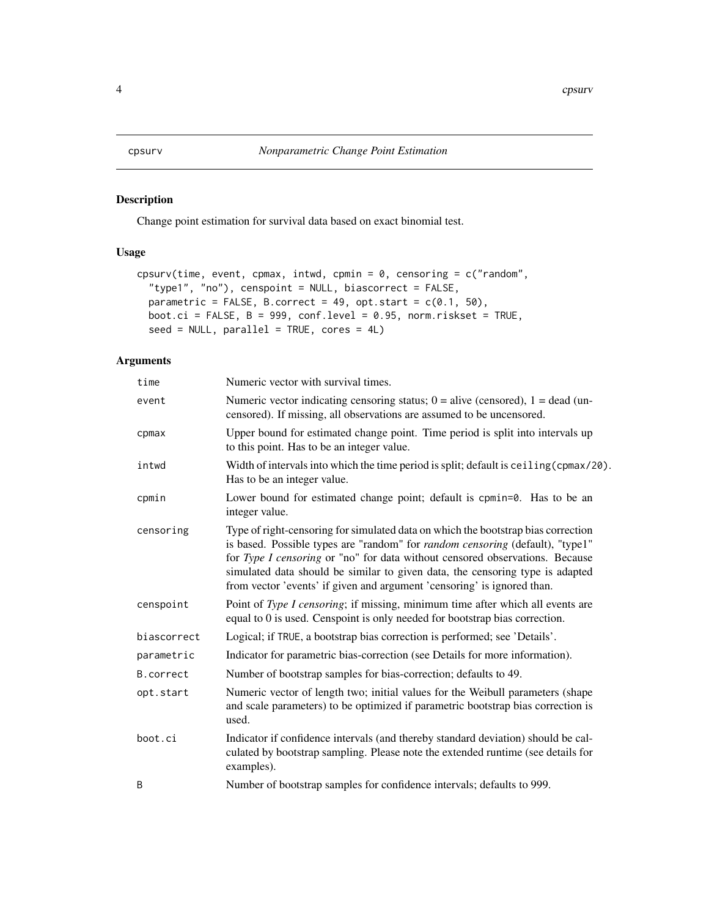cpsurv *Nonparametric Change Point Estimation*

## Description

Change point estimation for survival data based on exact binomial test.

## Usage

```
cpsurv(time, event, cpmax, intwd, cpmin = 0, censoring = c("random",
  "type1", "no"), censpoint = NULL, biascorrect = FALSE,
  parametric = FALSE, B.correct = 49, opt.start = c(0.1, 50),
  boot.ci = FALSE, B = 999, conf.level = 0.95, norm.riskset = TRUE,
  seed = NULL, parallel = TRUE, cores = 4L)
```

## Arguments

| | |
|---|---|
| `time` | Numeric vector with survival times. |
| `event` | Numeric vector indicating censoring status; 0 = alive (censored), 1 = dead (uncensored). If missing, all observations are assumed to be uncensored. |
| `cpmax` | Upper bound for estimated change point. Time period is split into intervals up to this point. Has to be an integer value. |
| `intwd` | Width of intervals into which the time period is split; default is `ceiling(cpmax/20)`. Has to be an integer value. |
| `cpmin` | Lower bound for estimated change point; default is `cpmin=0`. Has to be an integer value. |
| `censoring` | Type of right-censoring for simulated data on which the bootstrap bias correction is based. Possible types are "random" for *random censoring* (default), "type1" for *Type I censoring* or "no" for data without censored observations. Because simulated data should be similar to given data, the censoring type is adapted from vector 'events' if given and argument 'censoring' is ignored than. |
| `censpoint` | Point of *Type I censoring*; if missing, minimum time after which all events are equal to 0 is used. Censpoint is only needed for bootstrap bias correction. |
| `biascorrect` | Logical; if `TRUE`, a bootstrap bias correction is performed; see 'Details'. |
| `parametric` | Indicator for parametric bias-correction (see Details for more information). |
| `B.correct` | Number of bootstrap samples for bias-correction; defaults to 49. |
| `opt.start` | Numeric vector of length two; initial values for the Weibull parameters (shape and scale parameters) to be optimized if parametric bootstrap bias correction is used. |
| `boot.ci` | Indicator if confidence intervals (and thereby standard deviation) should be calculated by bootstrap sampling. Please note the extended runtime (see details for examples). |
| `B` | Number of bootstrap samples for confidence intervals; defaults to 999. |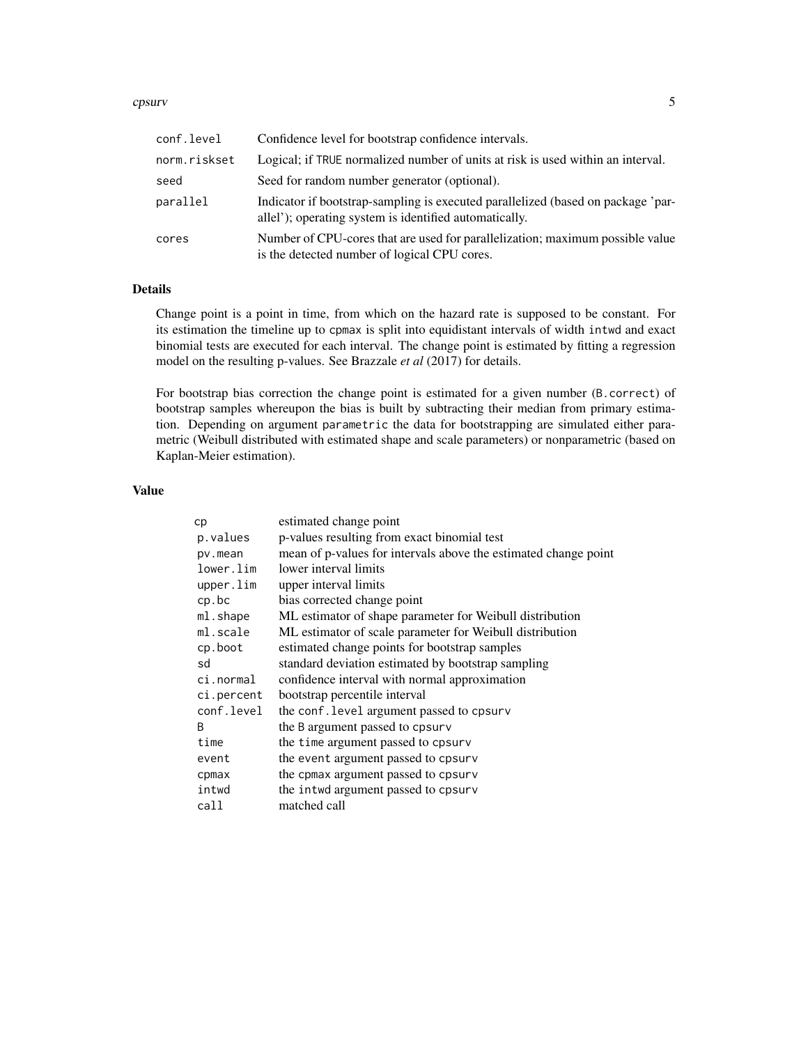| | |
|---|---|
| conf.level | Confidence level for bootstrap confidence intervals. |
| norm.riskset | Logical; if TRUE normalized number of units at risk is used within an interval. |
| seed | Seed for random number generator (optional). |
| parallel | Indicator if bootstrap-sampling is executed parallelized (based on package 'parallel'); operating system is identified automatically. |
| cores | Number of CPU-cores that are used for parallelization; maximum possible value is the detected number of logical CPU cores. |

## Details

Change point is a point in time, from which on the hazard rate is supposed to be constant. For its estimation the timeline up to cpmax is split into equidistant intervals of width intwd and exact binomial tests are executed for each interval. The change point is estimated by fitting a regression model on the resulting p-values. See Brazzale *et al* (2017) for details.

For bootstrap bias correction the change point is estimated for a given number (B.correct) of bootstrap samples whereupon the bias is built by subtracting their median from primary estimation. Depending on argument parametric the data for bootstrapping are simulated either parametric (Weibull distributed with estimated shape and scale parameters) or nonparametric (based on Kaplan-Meier estimation).

## Value

| | |
|---|---|
| cp | estimated change point |
| p.values | p-values resulting from exact binomial test |
| pv.mean | mean of p-values for intervals above the estimated change point |
| lower.lim | lower interval limits |
| upper.lim | upper interval limits |
| cp.bc | bias corrected change point |
| ml.shape | ML estimator of shape parameter for Weibull distribution |
| ml.scale | ML estimator of scale parameter for Weibull distribution |
| cp.boot | estimated change points for bootstrap samples |
| sd | standard deviation estimated by bootstrap sampling |
| ci.normal | confidence interval with normal approximation |
| ci.percent | bootstrap percentile interval |
| conf.level | the conf.level argument passed to cpsurv |
| B | the B argument passed to cpsurv |
| time | the time argument passed to cpsurv |
| event | the event argument passed to cpsurv |
| cpmax | the cpmax argument passed to cpsurv |
| intwd | the intwd argument passed to cpsurv |
| call | matched call |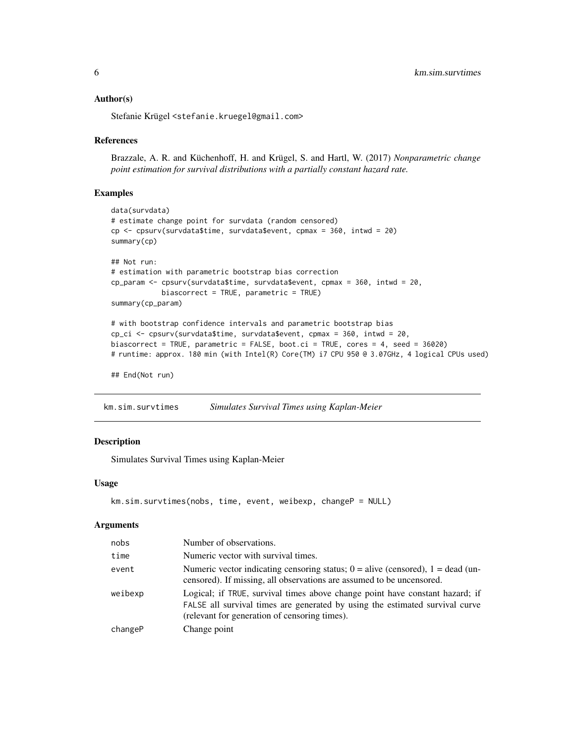### Author(s)

Stefanie Krügel <stefanie.kruegel@gmail.com>

### References

Brazzale, A. R. and Küchenhoff, H. and Krügel, S. and Hartl, W. (2017) *Nonparametric change point estimation for survival distributions with a partially constant hazard rate.*

### Examples

```
data(survdata)
# estimate change point for survdata (random censored)
cp <- cpsurv(survdata$time, survdata$event, cpmax = 360, intwd = 20)
summary(cp)

## Not run:
# estimation with parametric bootstrap bias correction
cp_param <- cpsurv(survdata$time, survdata$event, cpmax = 360, intwd = 20,
            biascorrect = TRUE, parametric = TRUE)
summary(cp_param)

# with bootstrap confidence intervals and parametric bootstrap bias
cp_ci <- cpsurv(survdata$time, survdata$event, cpmax = 360, intwd = 20,
biascorrect = TRUE, parametric = FALSE, boot.ci = TRUE, cores = 4, seed = 36020)
# runtime: approx. 180 min (with Intel(R) Core(TM) i7 CPU 950 @ 3.07GHz, 4 logical CPUs used)

## End(Not run)
```

## km.sim.survtimes — *Simulates Survival Times using Kaplan-Meier*

### Description

Simulates Survival Times using Kaplan-Meier

### Usage

```
km.sim.survtimes(nobs, time, event, weibexp, changeP = NULL)
```

### Arguments

| | |
|---|---|
| nobs | Number of observations. |
| time | Numeric vector with survival times. |
| event | Numeric vector indicating censoring status; 0 = alive (censored), 1 = dead (uncensored). If missing, all observations are assumed to be uncensored. |
| weibexp | Logical; if TRUE, survival times above change point have constant hazard; if FALSE all survival times are generated by using the estimated survival curve (relevant for generation of censoring times). |
| changeP | Change point |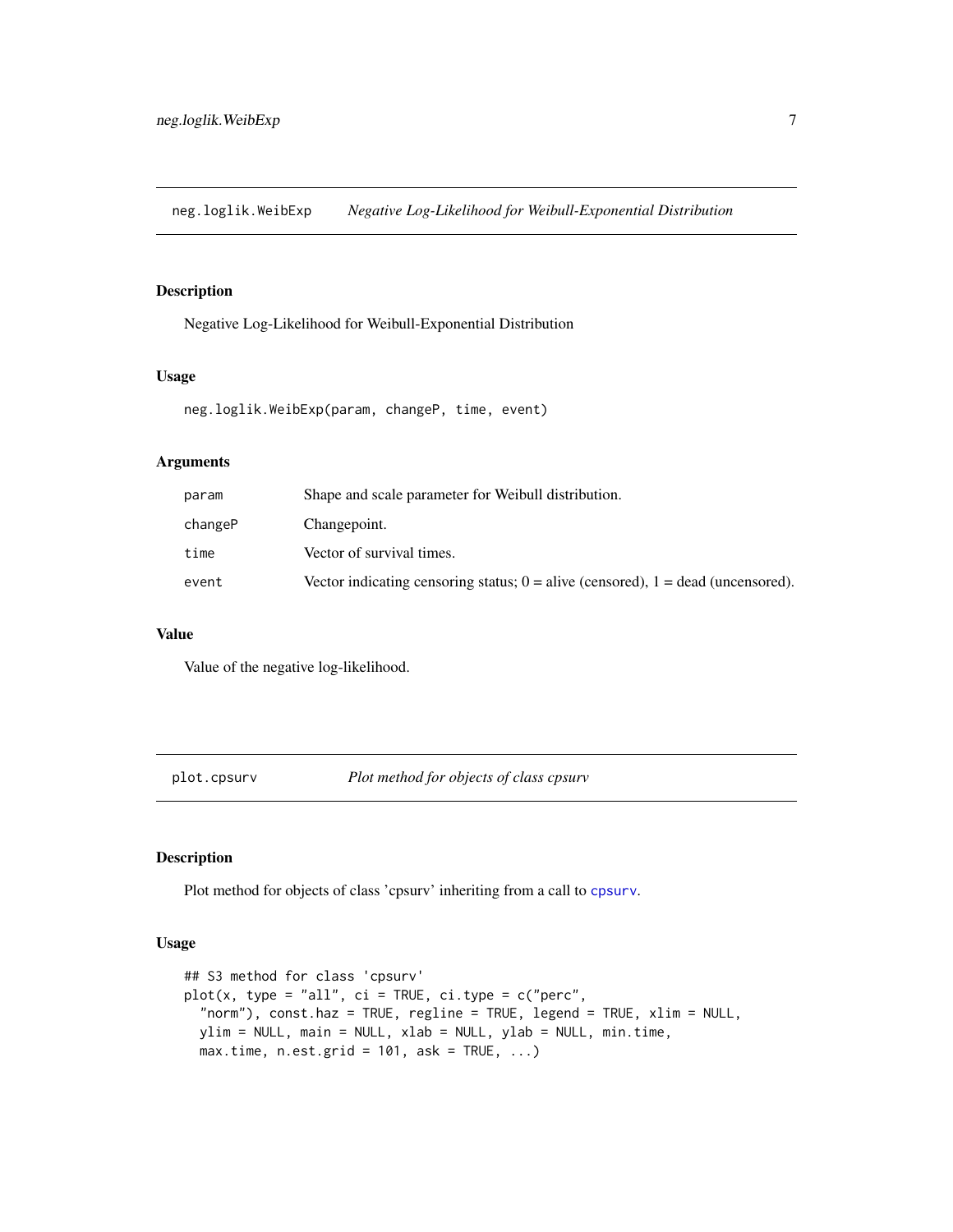## neg.loglik.WeibExp *Negative Log-Likelihood for Weibull-Exponential Distribution*

### Description

Negative Log-Likelihood for Weibull-Exponential Distribution

### Usage

```
neg.loglik.WeibExp(param, changeP, time, event)
```

### Arguments

| | |
|---|---|
| param | Shape and scale parameter for Weibull distribution. |
| changeP | Changepoint. |
| time | Vector of survival times. |
| event | Vector indicating censoring status; 0 = alive (censored), 1 = dead (uncensored). |

### Value

Value of the negative log-likelihood.

## plot.cpsurv *Plot method for objects of class cpsurv*

### Description

Plot method for objects of class 'cpsurv' inheriting from a call to cpsurv.

### Usage

```
## S3 method for class 'cpsurv'
plot(x, type = "all", ci = TRUE, ci.type = c("perc",
  "norm"), const.haz = TRUE, regline = TRUE, legend = TRUE, xlim = NULL,
  ylim = NULL, main = NULL, xlab = NULL, ylab = NULL, min.time,
  max.time, n.est.grid = 101, ask = TRUE, ...)
```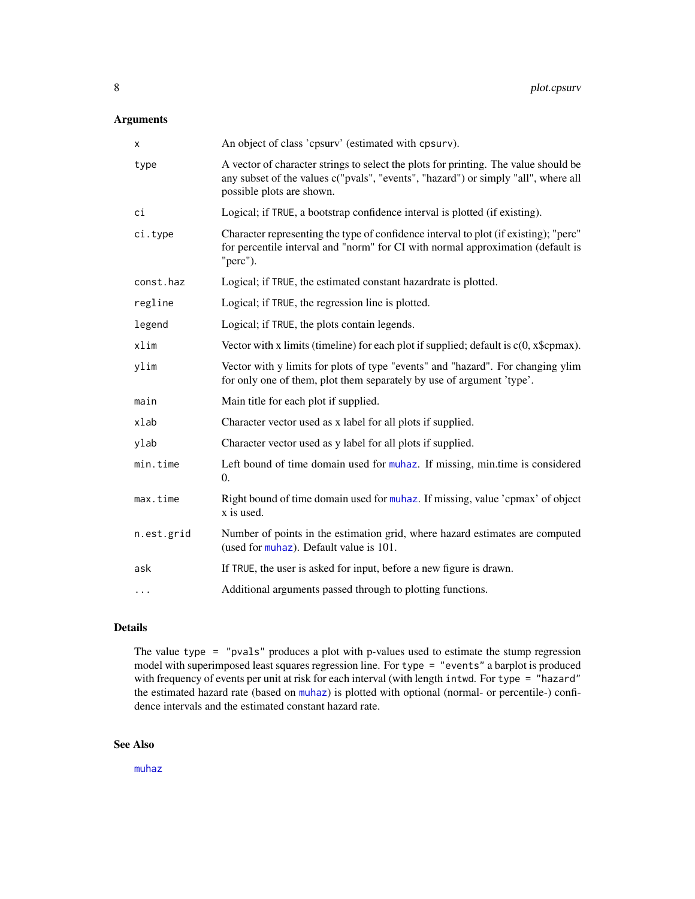## Arguments

| | |
|---|---|
| `x` | An object of class 'cpsurv' (estimated with `cpsurv`). |
| `type` | A vector of character strings to select the plots for printing. The value should be any subset of the values c("pvals", "events", "hazard") or simply "all", where all possible plots are shown. |
| `ci` | Logical; if `TRUE`, a bootstrap confidence interval is plotted (if existing). |
| `ci.type` | Character representing the type of confidence interval to plot (if existing); "perc" for percentile interval and "norm" for CI with normal approximation (default is "perc"). |
| `const.haz` | Logical; if `TRUE`, the estimated constant hazardrate is plotted. |
| `regline` | Logical; if `TRUE`, the regression line is plotted. |
| `legend` | Logical; if `TRUE`, the plots contain legends. |
| `xlim` | Vector with x limits (timeline) for each plot if supplied; default is c(0, x$cpmax). |
| `ylim` | Vector with y limits for plots of type "events" and "hazard". For changing ylim for only one of them, plot them separately by use of argument 'type'. |
| `main` | Main title for each plot if supplied. |
| `xlab` | Character vector used as x label for all plots if supplied. |
| `ylab` | Character vector used as y label for all plots if supplied. |
| `min.time` | Left bound of time domain used for `muhaz`. If missing, min.time is considered 0. |
| `max.time` | Right bound of time domain used for `muhaz`. If missing, value 'cpmax' of object x is used. |
| `n.est.grid` | Number of points in the estimation grid, where hazard estimates are computed (used for `muhaz`). Default value is 101. |
| `ask` | If `TRUE`, the user is asked for input, before a new figure is drawn. |
| `...` | Additional arguments passed through to plotting functions. |

## Details

The value `type = "pvals"` produces a plot with p-values used to estimate the stump regression model with superimposed least squares regression line. For `type = "events"` a barplot is produced with frequency of events per unit at risk for each interval (with length `intwd`. For `type = "hazard"` the estimated hazard rate (based on `muhaz`) is plotted with optional (normal- or percentile-) confidence intervals and the estimated constant hazard rate.

## See Also

`muhaz`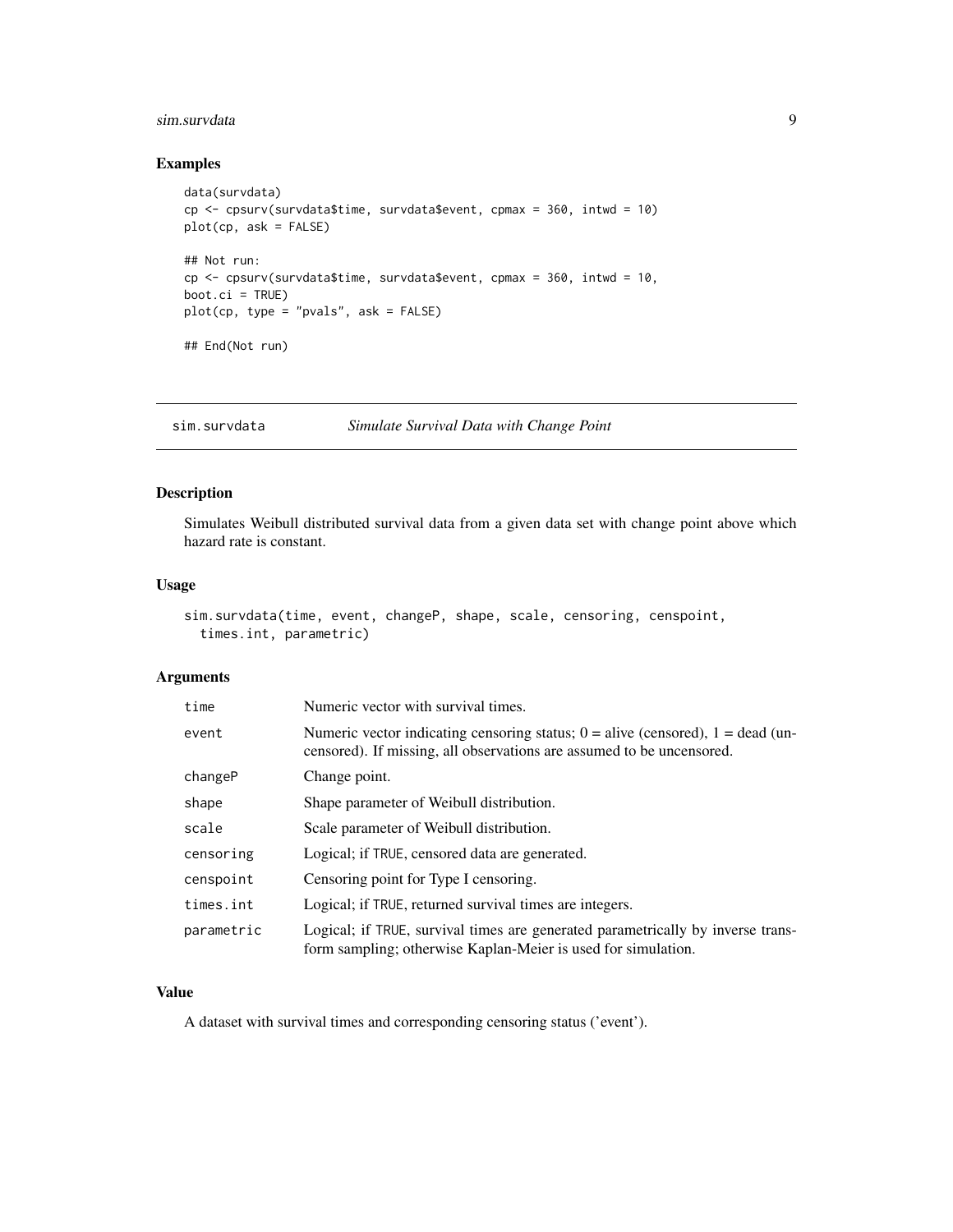## Examples

```
data(survdata)
cp <- cpsurv(survdata$time, survdata$event, cpmax = 360, intwd = 10)
plot(cp, ask = FALSE)

## Not run:
cp <- cpsurv(survdata$time, survdata$event, cpmax = 360, intwd = 10,
boot.ci = TRUE)
plot(cp, type = "pvals", ask = FALSE)

## End(Not run)
```

---

# sim.survdata — *Simulate Survival Data with Change Point*

---

## Description

Simulates Weibull distributed survival data from a given data set with change point above which hazard rate is constant.

## Usage

```
sim.survdata(time, event, changeP, shape, scale, censoring, censpoint,
  times.int, parametric)
```

## Arguments

| | |
|---|---|
| `time` | Numeric vector with survival times. |
| `event` | Numeric vector indicating censoring status; 0 = alive (censored), 1 = dead (uncensored). If missing, all observations are assumed to be uncensored. |
| `changeP` | Change point. |
| `shape` | Shape parameter of Weibull distribution. |
| `scale` | Scale parameter of Weibull distribution. |
| `censoring` | Logical; if `TRUE`, censored data are generated. |
| `censpoint` | Censoring point for Type I censoring. |
| `times.int` | Logical; if `TRUE`, returned survival times are integers. |
| `parametric` | Logical; if `TRUE`, survival times are generated parametrically by inverse transform sampling; otherwise Kaplan-Meier is used for simulation. |

## Value

A dataset with survival times and corresponding censoring status ('event').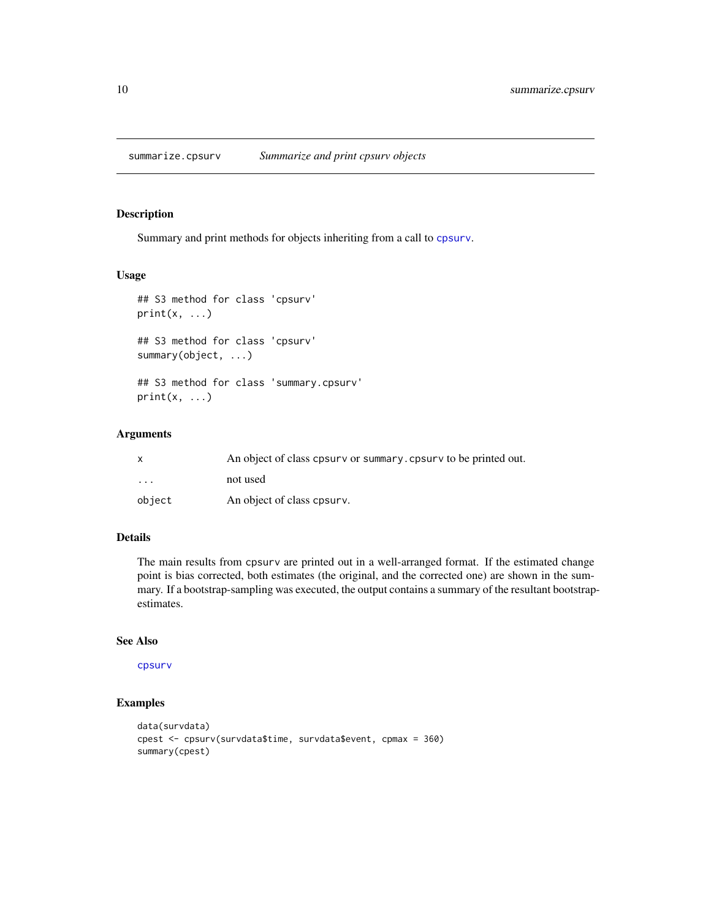## summarize.cpsurv *Summarize and print cpsurv objects*

### Description

Summary and print methods for objects inheriting from a call to `cpsurv`.

### Usage

```
## S3 method for class 'cpsurv'
print(x, ...)

## S3 method for class 'cpsurv'
summary(object, ...)

## S3 method for class 'summary.cpsurv'
print(x, ...)
```

### Arguments

| | |
|---|---|
| `x` | An object of class `cpsurv` or `summary.cpsurv` to be printed out. |
| `...` | not used |
| `object` | An object of class `cpsurv`. |

### Details

The main results from `cpsurv` are printed out in a well-arranged format. If the estimated change point is bias corrected, both estimates (the original, and the corrected one) are shown in the summary. If a bootstrap-sampling was executed, the output contains a summary of the resultant bootstrap-estimates.

### See Also

`cpsurv`

### Examples

```
data(survdata)
cpest <- cpsurv(survdata$time, survdata$event, cpmax = 360)
summary(cpest)
```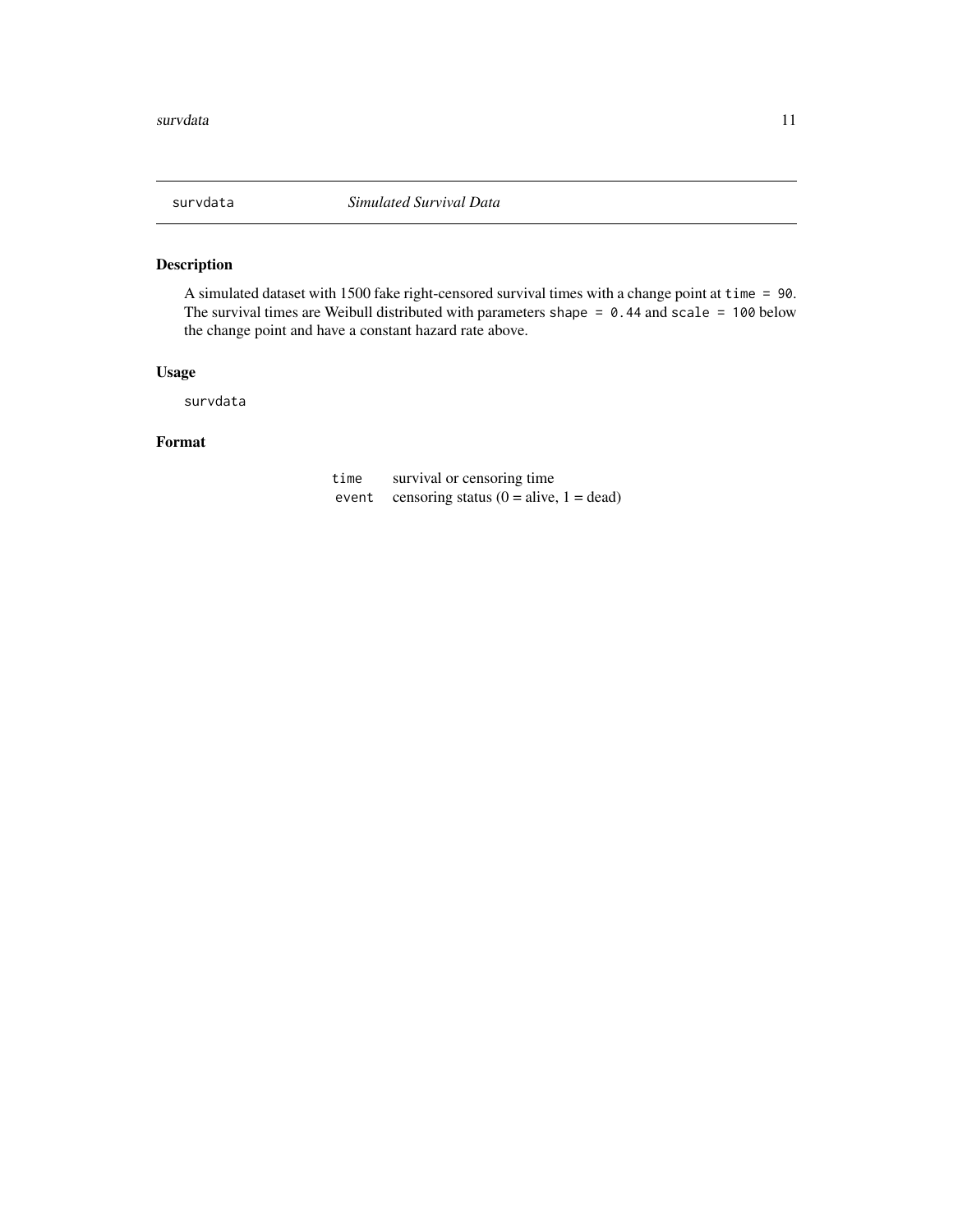`survdata` *Simulated Survival Data*

## Description

A simulated dataset with 1500 fake right-censored survival times with a change point at `time = 90`. The survival times are Weibull distributed with parameters `shape = 0.44` and `scale = 100` below the change point and have a constant hazard rate above.

## Usage

```
survdata
```

## Format

| | |
|---|---|
| `time` | survival or censoring time |
| `event` | censoring status (0 = alive, 1 = dead) |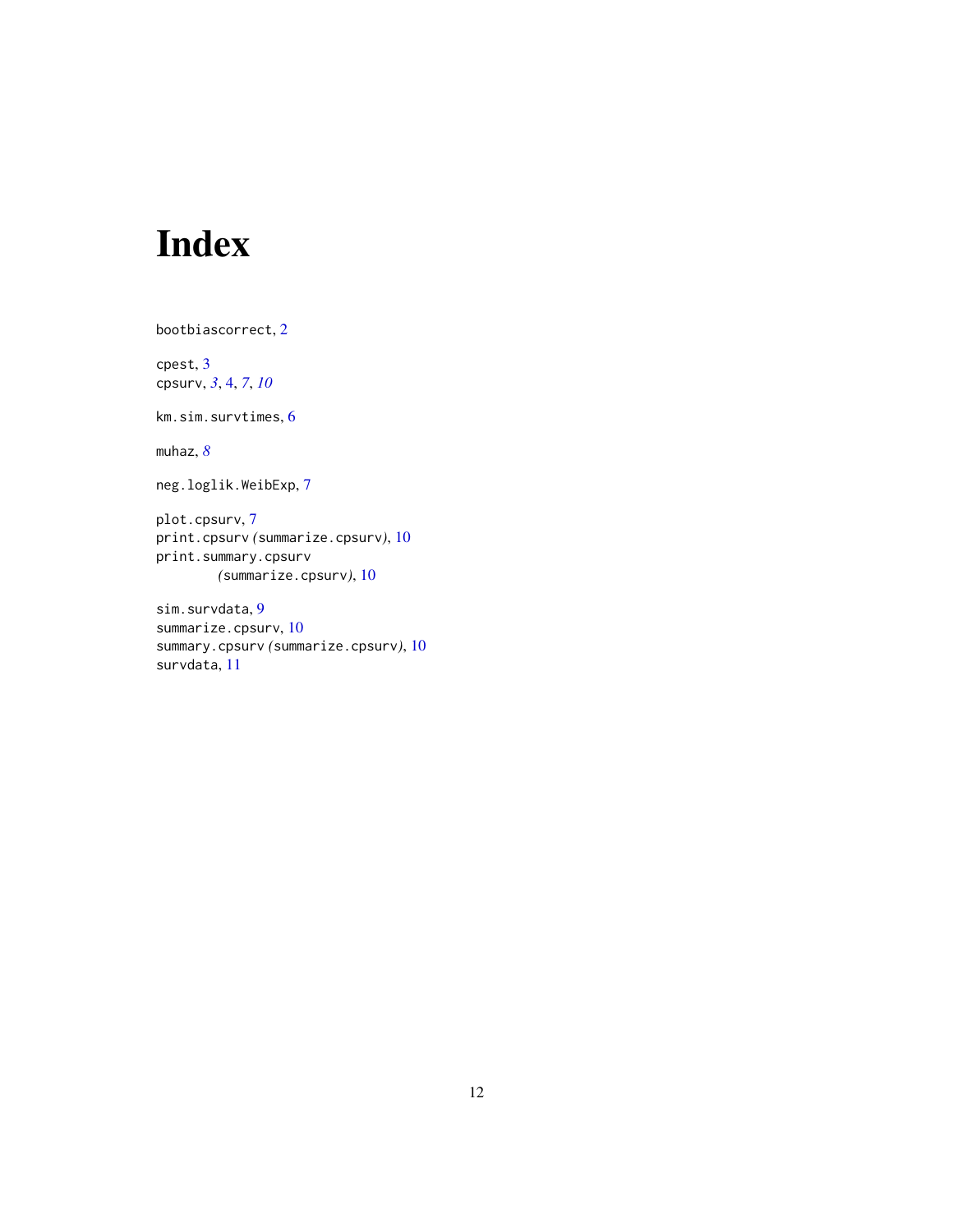# Index

bootbiascorrect, 2

cpest, 3
cpsurv, *3*, 4, *7*, *10*

km.sim.survtimes, 6

muhaz, *8*

neg.loglik.WeibExp, 7

plot.cpsurv, 7
print.cpsurv *(*summarize.cpsurv*)*, 10
print.summary.cpsurv
    *(*summarize.cpsurv*)*, 10

sim.survdata, 9
summarize.cpsurv, 10
summary.cpsurv *(*summarize.cpsurv*)*, 10
survdata, 11